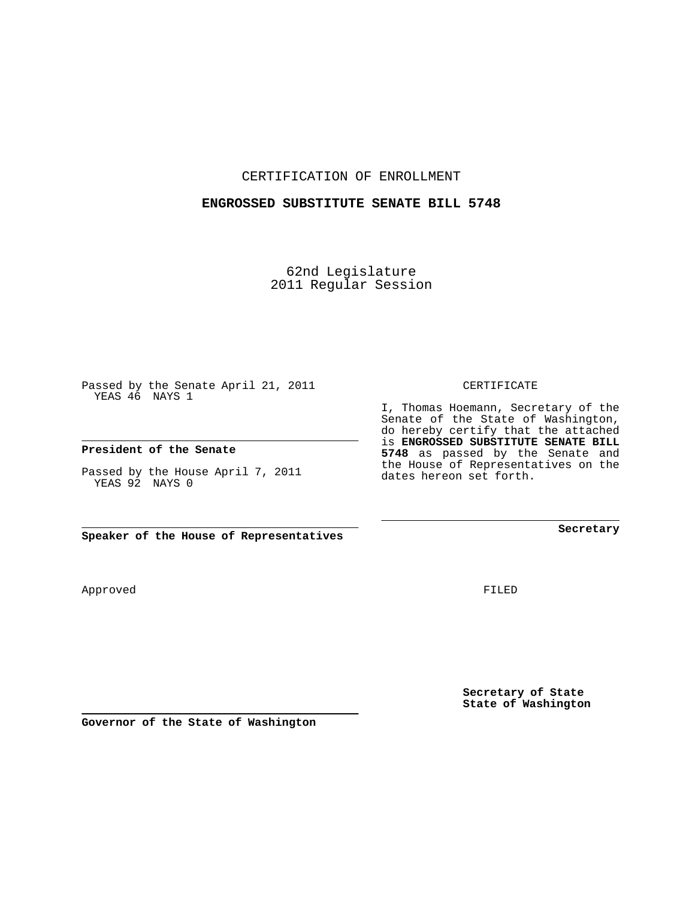CERTIFICATION OF ENROLLMENT

**ENGROSSED SUBSTITUTE SENATE BILL 5748**

62nd Legislature
2011 Regular Session

Passed by the Senate April 21, 2011
YEAS 46 NAYS 1

**President of the Senate**

Passed by the House April 7, 2011
YEAS 92 NAYS 0

**Speaker of the House of Representatives**

CERTIFICATE

I, Thomas Hoemann, Secretary of the Senate of the State of Washington, do hereby certify that the attached is **ENGROSSED SUBSTITUTE SENATE BILL 5748** as passed by the Senate and the House of Representatives on the dates hereon set forth.

**Secretary**

Approved

FILED

**Secretary of State**
**State of Washington**

**Governor of the State of Washington**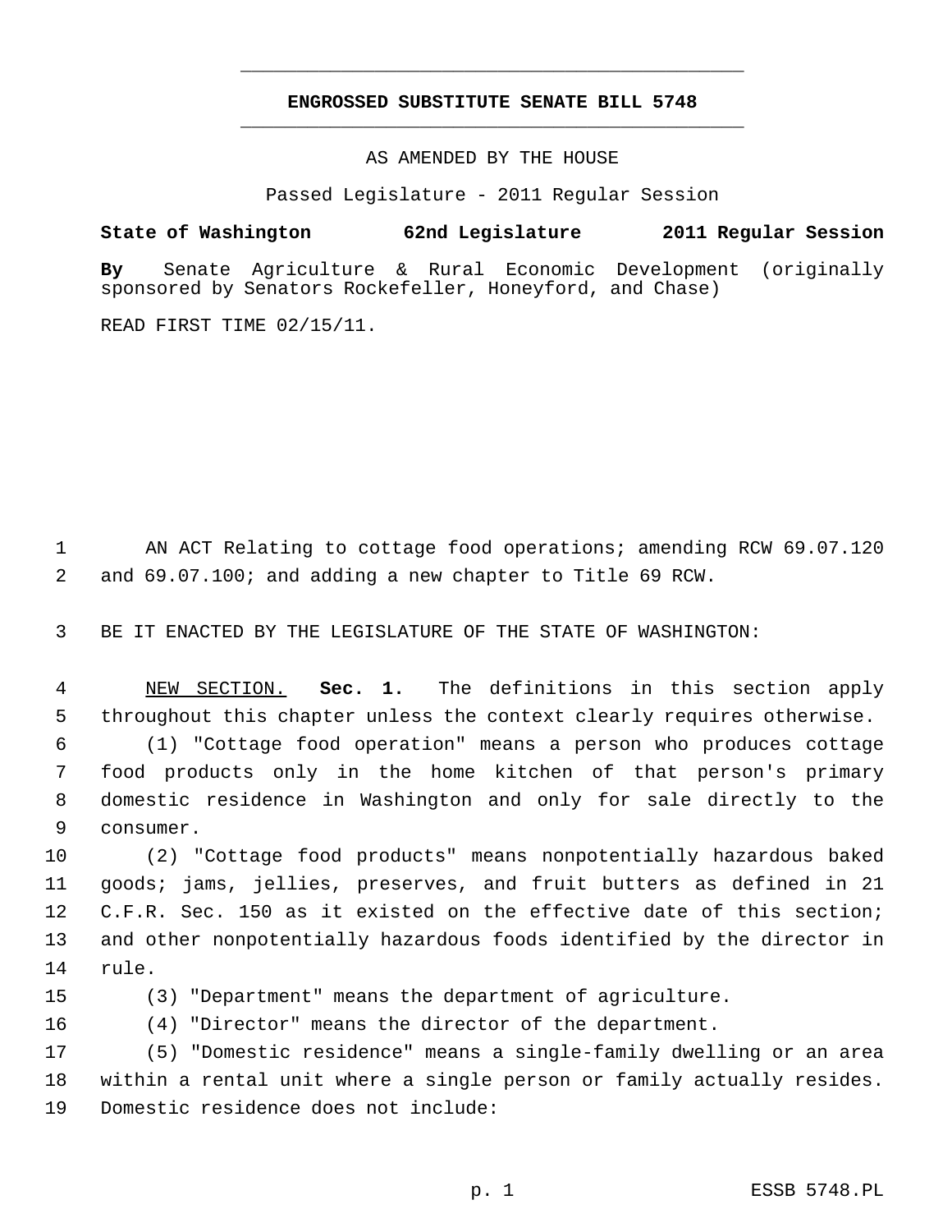# ENGROSSED SUBSTITUTE SENATE BILL 5748

AS AMENDED BY THE HOUSE

Passed Legislature - 2011 Regular Session

**State of Washington 62nd Legislature 2011 Regular Session**

**By** Senate Agriculture & Rural Economic Development (originally sponsored by Senators Rockefeller, Honeyford, and Chase)

READ FIRST TIME 02/15/11.

1 AN ACT Relating to cottage food operations; amending RCW 69.07.120
2 and 69.07.100; and adding a new chapter to Title 69 RCW.

3 BE IT ENACTED BY THE LEGISLATURE OF THE STATE OF WASHINGTON:

4 NEW SECTION. **Sec. 1.** The definitions in this section apply
5 throughout this chapter unless the context clearly requires otherwise.
6 (1) "Cottage food operation" means a person who produces cottage
7 food products only in the home kitchen of that person's primary
8 domestic residence in Washington and only for sale directly to the
9 consumer.
10 (2) "Cottage food products" means nonpotentially hazardous baked
11 goods; jams, jellies, preserves, and fruit butters as defined in 21
12 C.F.R. Sec. 150 as it existed on the effective date of this section;
13 and other nonpotentially hazardous foods identified by the director in
14 rule.
15 (3) "Department" means the department of agriculture.
16 (4) "Director" means the director of the department.
17 (5) "Domestic residence" means a single-family dwelling or an area
18 within a rental unit where a single person or family actually resides.
19 Domestic residence does not include: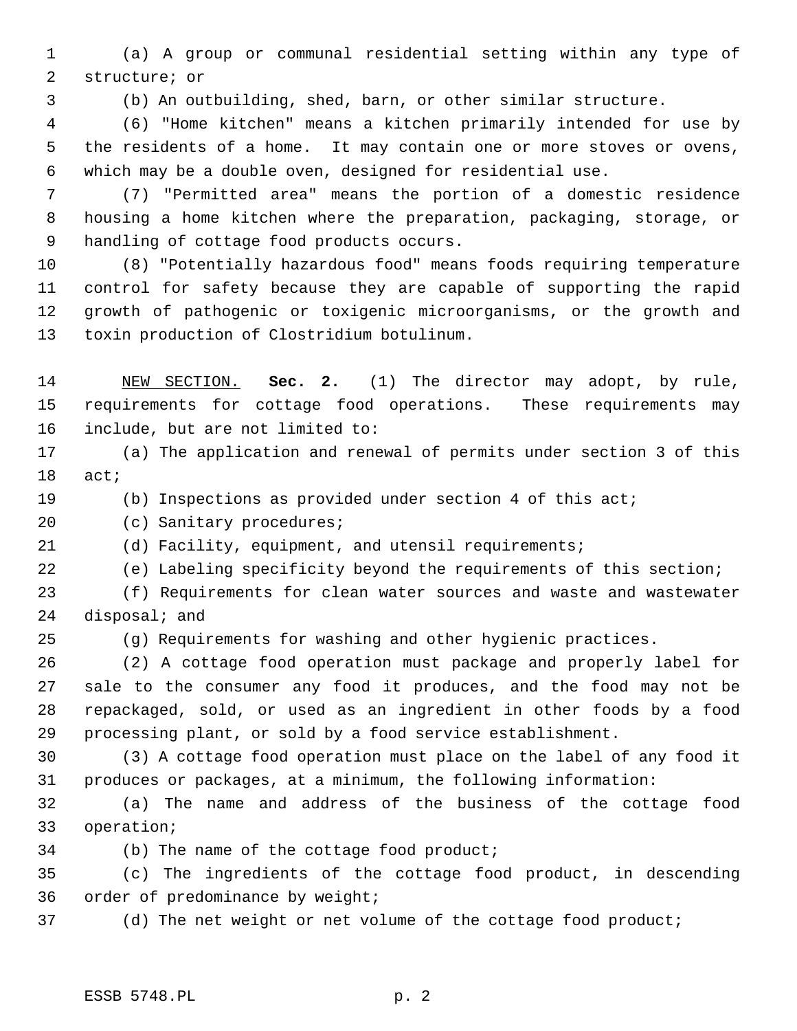(a) A group or communal residential setting within any type of structure; or

(b) An outbuilding, shed, barn, or other similar structure.

(6) "Home kitchen" means a kitchen primarily intended for use by the residents of a home. It may contain one or more stoves or ovens, which may be a double oven, designed for residential use.

(7) "Permitted area" means the portion of a domestic residence housing a home kitchen where the preparation, packaging, storage, or handling of cottage food products occurs.

(8) "Potentially hazardous food" means foods requiring temperature control for safety because they are capable of supporting the rapid growth of pathogenic or toxigenic microorganisms, or the growth and toxin production of Clostridium botulinum.

NEW SECTION. **Sec. 2.** (1) The director may adopt, by rule, requirements for cottage food operations. These requirements may include, but are not limited to:

(a) The application and renewal of permits under section 3 of this act;

(b) Inspections as provided under section 4 of this act;

(c) Sanitary procedures;

(d) Facility, equipment, and utensil requirements;

(e) Labeling specificity beyond the requirements of this section;

(f) Requirements for clean water sources and waste and wastewater disposal; and

(g) Requirements for washing and other hygienic practices.

(2) A cottage food operation must package and properly label for sale to the consumer any food it produces, and the food may not be repackaged, sold, or used as an ingredient in other foods by a food processing plant, or sold by a food service establishment.

(3) A cottage food operation must place on the label of any food it produces or packages, at a minimum, the following information:

(a) The name and address of the business of the cottage food operation;

(b) The name of the cottage food product;

(c) The ingredients of the cottage food product, in descending order of predominance by weight;

(d) The net weight or net volume of the cottage food product;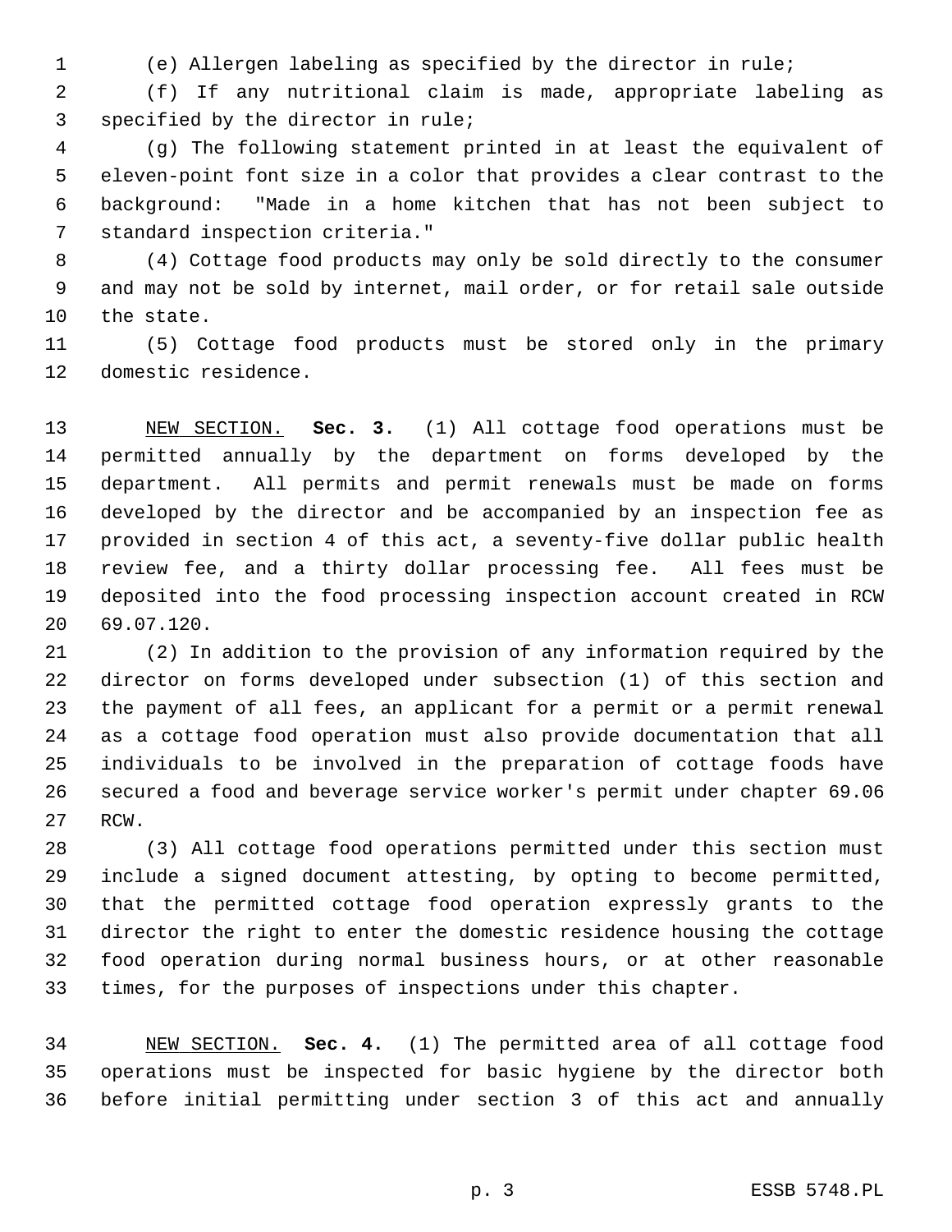(e) Allergen labeling as specified by the director in rule;

(f) If any nutritional claim is made, appropriate labeling as specified by the director in rule;

(g) The following statement printed in at least the equivalent of eleven-point font size in a color that provides a clear contrast to the background: "Made in a home kitchen that has not been subject to standard inspection criteria."

(4) Cottage food products may only be sold directly to the consumer and may not be sold by internet, mail order, or for retail sale outside the state.

(5) Cottage food products must be stored only in the primary domestic residence.

NEW SECTION. **Sec. 3.** (1) All cottage food operations must be permitted annually by the department on forms developed by the department. All permits and permit renewals must be made on forms developed by the director and be accompanied by an inspection fee as provided in section 4 of this act, a seventy-five dollar public health review fee, and a thirty dollar processing fee. All fees must be deposited into the food processing inspection account created in RCW 69.07.120.

(2) In addition to the provision of any information required by the director on forms developed under subsection (1) of this section and the payment of all fees, an applicant for a permit or a permit renewal as a cottage food operation must also provide documentation that all individuals to be involved in the preparation of cottage foods have secured a food and beverage service worker's permit under chapter 69.06 RCW.

(3) All cottage food operations permitted under this section must include a signed document attesting, by opting to become permitted, that the permitted cottage food operation expressly grants to the director the right to enter the domestic residence housing the cottage food operation during normal business hours, or at other reasonable times, for the purposes of inspections under this chapter.

NEW SECTION. **Sec. 4.** (1) The permitted area of all cottage food operations must be inspected for basic hygiene by the director both before initial permitting under section 3 of this act and annually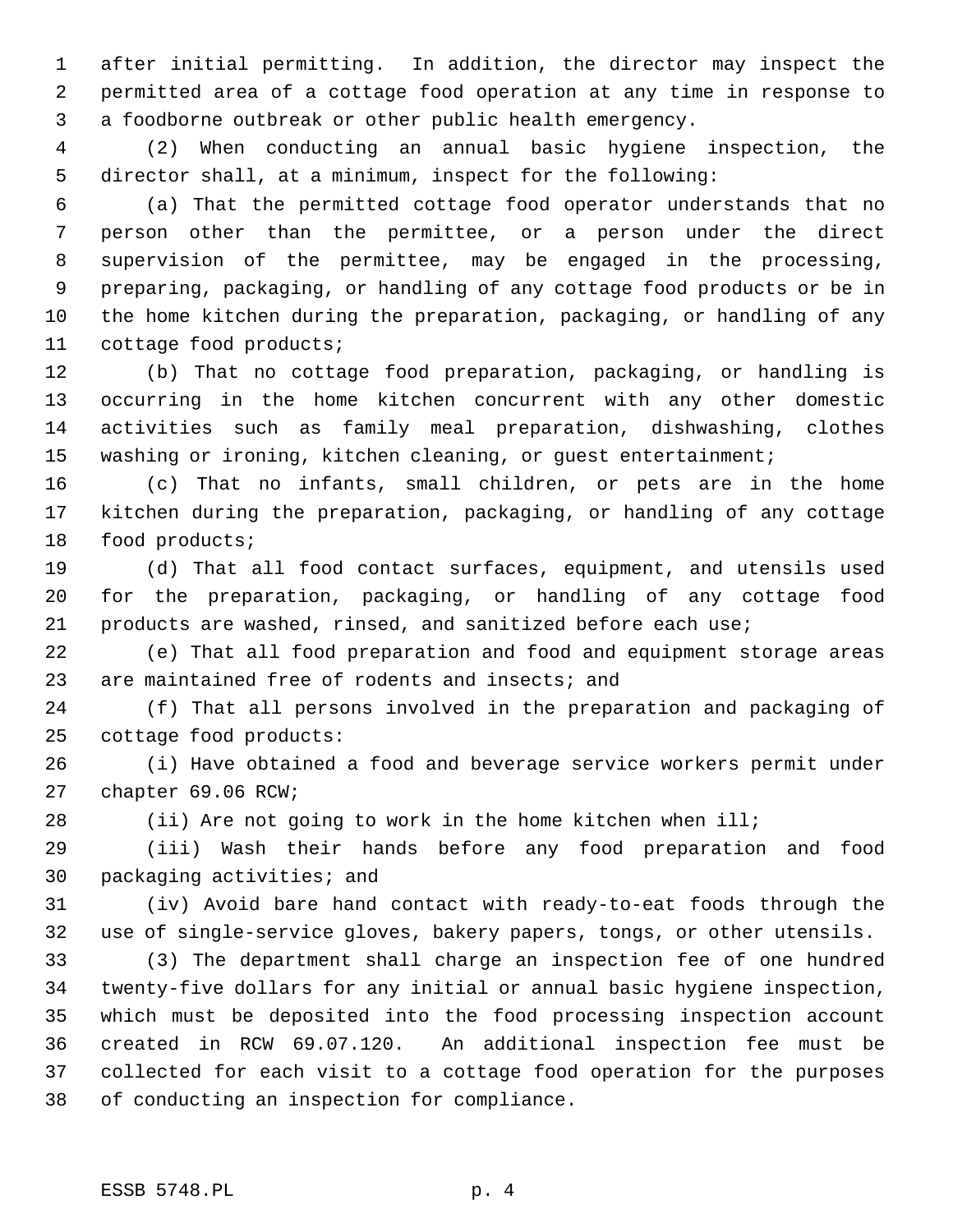after initial permitting. In addition, the director may inspect the permitted area of a cottage food operation at any time in response to a foodborne outbreak or other public health emergency.

(2) When conducting an annual basic hygiene inspection, the director shall, at a minimum, inspect for the following:

(a) That the permitted cottage food operator understands that no person other than the permittee, or a person under the direct supervision of the permittee, may be engaged in the processing, preparing, packaging, or handling of any cottage food products or be in the home kitchen during the preparation, packaging, or handling of any cottage food products;

(b) That no cottage food preparation, packaging, or handling is occurring in the home kitchen concurrent with any other domestic activities such as family meal preparation, dishwashing, clothes washing or ironing, kitchen cleaning, or guest entertainment;

(c) That no infants, small children, or pets are in the home kitchen during the preparation, packaging, or handling of any cottage food products;

(d) That all food contact surfaces, equipment, and utensils used for the preparation, packaging, or handling of any cottage food products are washed, rinsed, and sanitized before each use;

(e) That all food preparation and food and equipment storage areas are maintained free of rodents and insects; and

(f) That all persons involved in the preparation and packaging of cottage food products:

(i) Have obtained a food and beverage service workers permit under chapter 69.06 RCW;

(ii) Are not going to work in the home kitchen when ill;

(iii) Wash their hands before any food preparation and food packaging activities; and

(iv) Avoid bare hand contact with ready-to-eat foods through the use of single-service gloves, bakery papers, tongs, or other utensils.

(3) The department shall charge an inspection fee of one hundred twenty-five dollars for any initial or annual basic hygiene inspection, which must be deposited into the food processing inspection account created in RCW 69.07.120. An additional inspection fee must be collected for each visit to a cottage food operation for the purposes of conducting an inspection for compliance.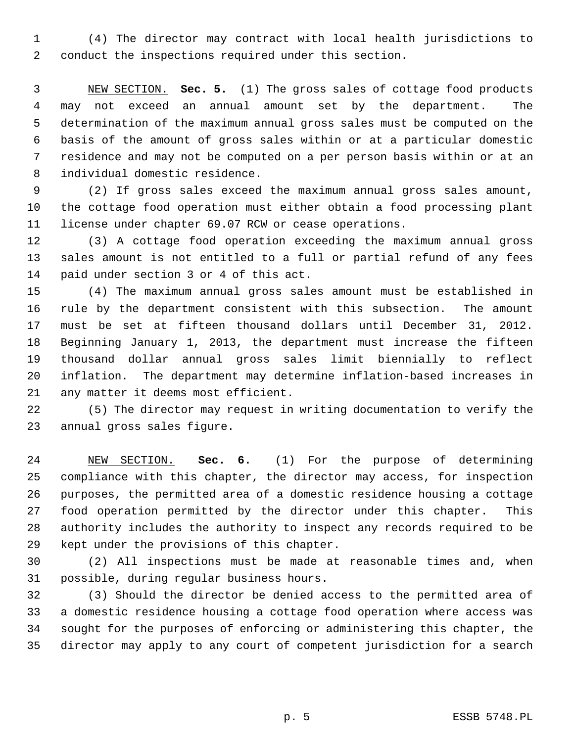(4) The director may contract with local health jurisdictions to conduct the inspections required under this section.

NEW SECTION. **Sec. 5.** (1) The gross sales of cottage food products may not exceed an annual amount set by the department. The determination of the maximum annual gross sales must be computed on the basis of the amount of gross sales within or at a particular domestic residence and may not be computed on a per person basis within or at an individual domestic residence.

(2) If gross sales exceed the maximum annual gross sales amount, the cottage food operation must either obtain a food processing plant license under chapter 69.07 RCW or cease operations.

(3) A cottage food operation exceeding the maximum annual gross sales amount is not entitled to a full or partial refund of any fees paid under section 3 or 4 of this act.

(4) The maximum annual gross sales amount must be established in rule by the department consistent with this subsection. The amount must be set at fifteen thousand dollars until December 31, 2012. Beginning January 1, 2013, the department must increase the fifteen thousand dollar annual gross sales limit biennially to reflect inflation. The department may determine inflation-based increases in any matter it deems most efficient.

(5) The director may request in writing documentation to verify the annual gross sales figure.

NEW SECTION. **Sec. 6.** (1) For the purpose of determining compliance with this chapter, the director may access, for inspection purposes, the permitted area of a domestic residence housing a cottage food operation permitted by the director under this chapter. This authority includes the authority to inspect any records required to be kept under the provisions of this chapter.

(2) All inspections must be made at reasonable times and, when possible, during regular business hours.

(3) Should the director be denied access to the permitted area of a domestic residence housing a cottage food operation where access was sought for the purposes of enforcing or administering this chapter, the director may apply to any court of competent jurisdiction for a search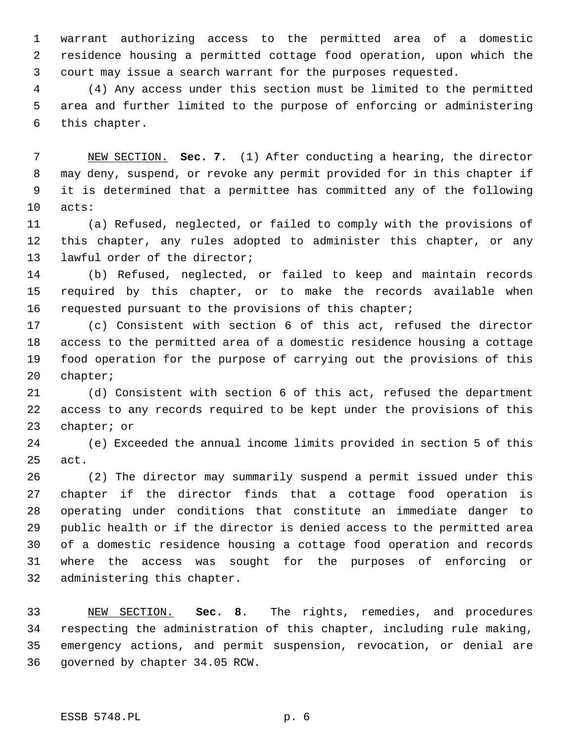warrant authorizing access to the permitted area of a domestic residence housing a permitted cottage food operation, upon which the court may issue a search warrant for the purposes requested.

(4) Any access under this section must be limited to the permitted area and further limited to the purpose of enforcing or administering this chapter.

NEW SECTION. **Sec. 7.** (1) After conducting a hearing, the director may deny, suspend, or revoke any permit provided for in this chapter if it is determined that a permittee has committed any of the following acts:

(a) Refused, neglected, or failed to comply with the provisions of this chapter, any rules adopted to administer this chapter, or any lawful order of the director;

(b) Refused, neglected, or failed to keep and maintain records required by this chapter, or to make the records available when requested pursuant to the provisions of this chapter;

(c) Consistent with section 6 of this act, refused the director access to the permitted area of a domestic residence housing a cottage food operation for the purpose of carrying out the provisions of this chapter;

(d) Consistent with section 6 of this act, refused the department access to any records required to be kept under the provisions of this chapter; or

(e) Exceeded the annual income limits provided in section 5 of this act.

(2) The director may summarily suspend a permit issued under this chapter if the director finds that a cottage food operation is operating under conditions that constitute an immediate danger to public health or if the director is denied access to the permitted area of a domestic residence housing a cottage food operation and records where the access was sought for the purposes of enforcing or administering this chapter.

NEW SECTION. **Sec. 8.** The rights, remedies, and procedures respecting the administration of this chapter, including rule making, emergency actions, and permit suspension, revocation, or denial are governed by chapter 34.05 RCW.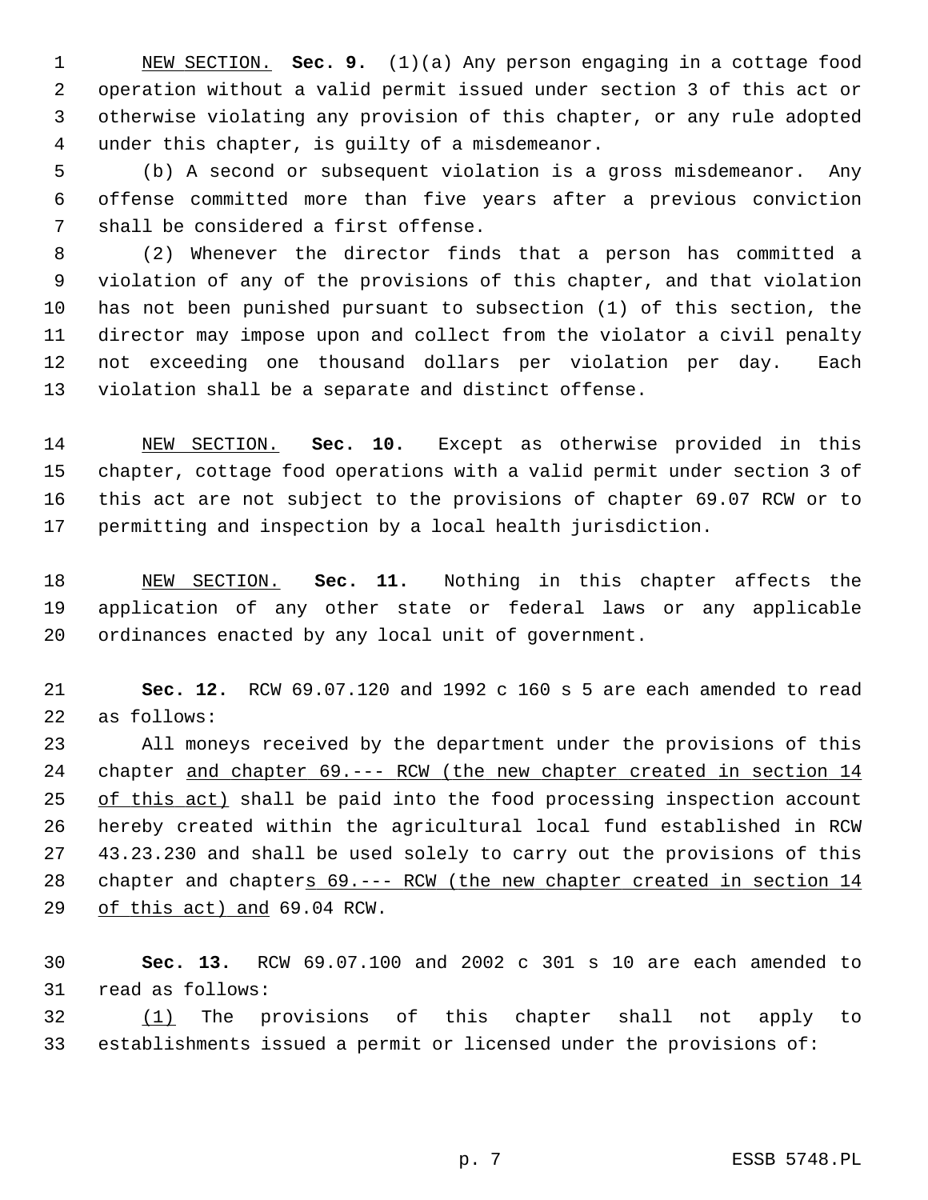NEW SECTION. **Sec. 9.** (1)(a) Any person engaging in a cottage food operation without a valid permit issued under section 3 of this act or otherwise violating any provision of this chapter, or any rule adopted under this chapter, is guilty of a misdemeanor.

(b) A second or subsequent violation is a gross misdemeanor. Any offense committed more than five years after a previous conviction shall be considered a first offense.

(2) Whenever the director finds that a person has committed a violation of any of the provisions of this chapter, and that violation has not been punished pursuant to subsection (1) of this section, the director may impose upon and collect from the violator a civil penalty not exceeding one thousand dollars per violation per day. Each violation shall be a separate and distinct offense.

NEW SECTION. **Sec. 10.** Except as otherwise provided in this chapter, cottage food operations with a valid permit under section 3 of this act are not subject to the provisions of chapter 69.07 RCW or to permitting and inspection by a local health jurisdiction.

NEW SECTION. **Sec. 11.** Nothing in this chapter affects the application of any other state or federal laws or any applicable ordinances enacted by any local unit of government.

**Sec. 12.** RCW 69.07.120 and 1992 c 160 s 5 are each amended to read as follows:

All moneys received by the department under the provisions of this chapter and chapter 69.--- RCW (the new chapter created in section 14 of this act) shall be paid into the food processing inspection account hereby created within the agricultural local fund established in RCW 43.23.230 and shall be used solely to carry out the provisions of this chapter and chapters 69.--- RCW (the new chapter created in section 14 of this act) and 69.04 RCW.

**Sec. 13.** RCW 69.07.100 and 2002 c 301 s 10 are each amended to read as follows:

(1) The provisions of this chapter shall not apply to establishments issued a permit or licensed under the provisions of: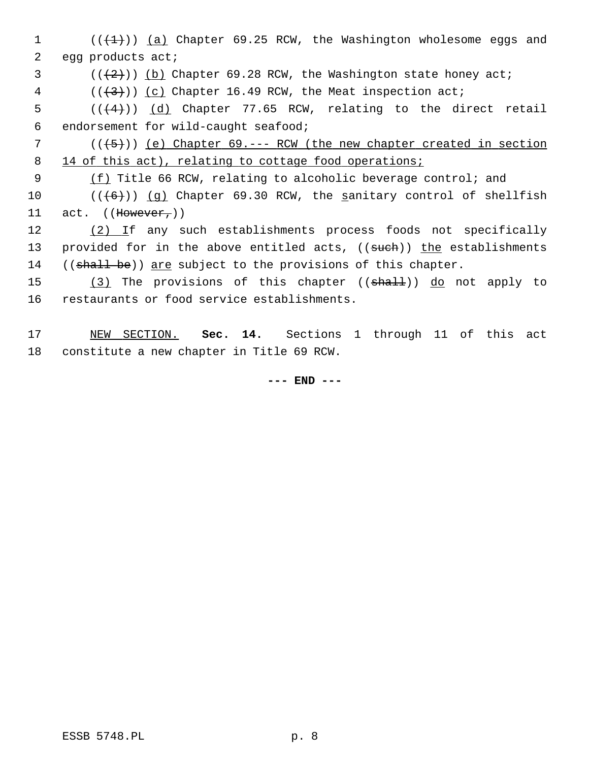(((1))) (a) Chapter 69.25 RCW, the Washington wholesome eggs and egg products act;

(((2))) (b) Chapter 69.28 RCW, the Washington state honey act;

(((3))) (c) Chapter 16.49 RCW, the Meat inspection act;

(((4))) (d) Chapter 77.65 RCW, relating to the direct retail endorsement for wild-caught seafood;

(((5))) (e) Chapter 69.--- RCW (the new chapter created in section 14 of this act), relating to cottage food operations;

(f) Title 66 RCW, relating to alcoholic beverage control; and

(((6))) (g) Chapter 69.30 RCW, the sanitary control of shellfish act. ((However,))

(2) If any such establishments process foods not specifically provided for in the above entitled acts, ((such)) the establishments ((shall be)) are subject to the provisions of this chapter.

(3) The provisions of this chapter ((shall)) do not apply to restaurants or food service establishments.

NEW SECTION. **Sec. 14.** Sections 1 through 11 of this act constitute a new chapter in Title 69 RCW.

**--- END ---**